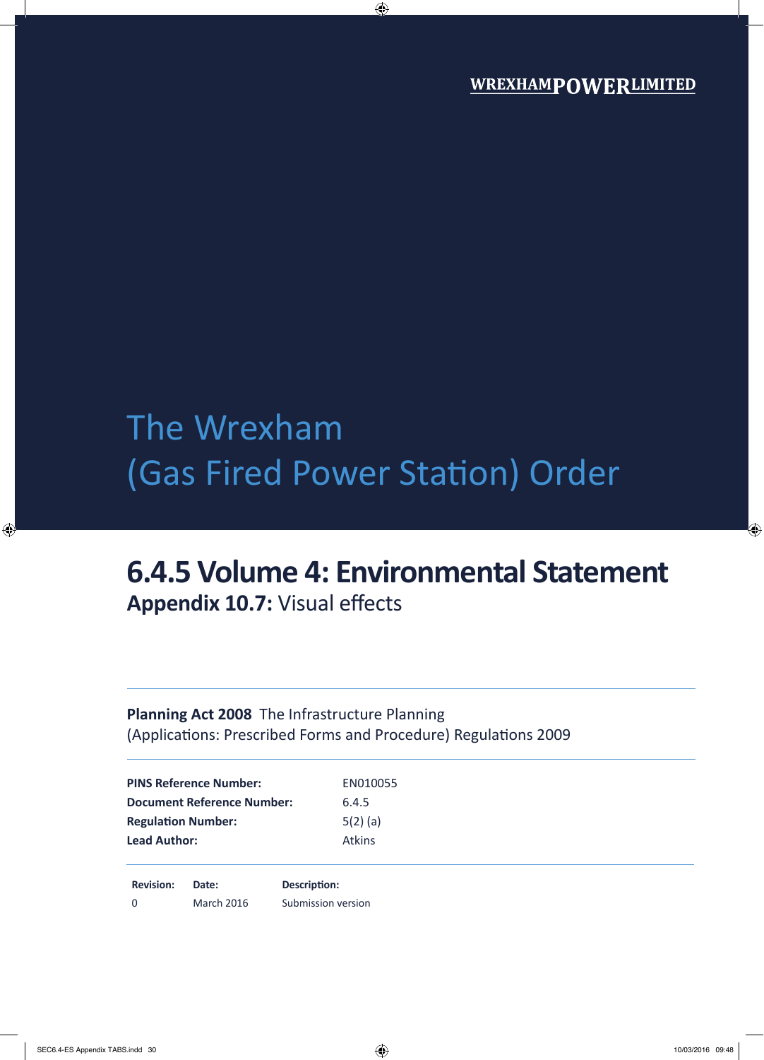WREXHAMPOWERLIMITED

# The Wrexham (Gas Fired Power Station) Order

## 6.4.5 Volume 4: Environmental Statement

**Appendix 10.7:** Visual effects

**Planning Act 2008** The Infrastructure Planning (Applications: Prescribed Forms and Procedure) Regulations 2009

| | |
|---|---|
| **PINS Reference Number:** | EN010055 |
| **Document Reference Number:** | 6.4.5 |
| **Regulation Number:** | 5(2) (a) |
| **Lead Author:** | Atkins |

| **Revision:** | **Date:** | **Description:** |
|---|---|---|
| 0 | March 2016 | Submission version |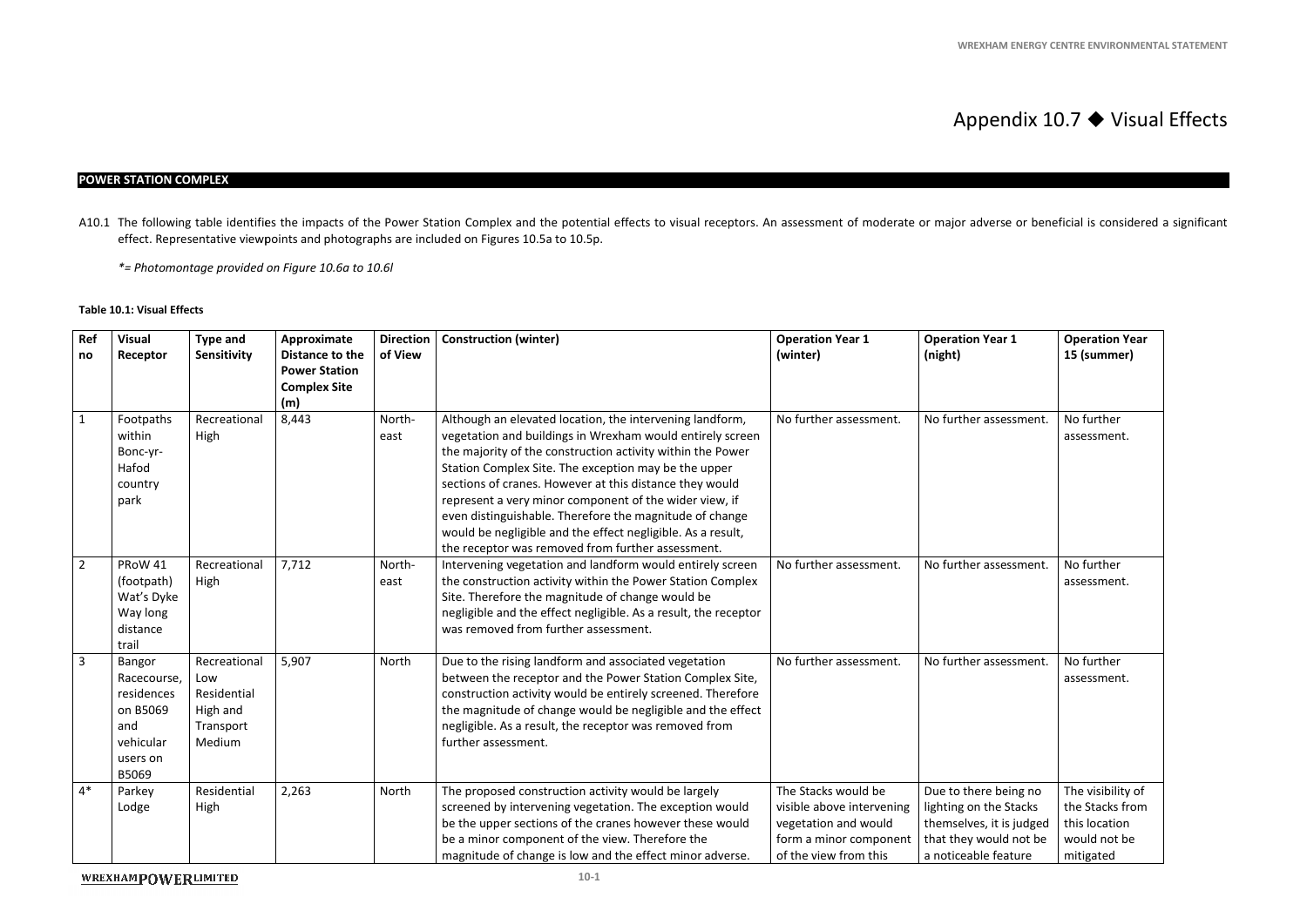# Appendix 10.7 ◆ Visual Effects

## POWER STATION COMPLEX

A10.1 The following table identifies the impacts of the Power Station Complex and the potential effects to visual receptors. An assessment of moderate or major adverse or beneficial is considered a significant effect. Representative viewpoints and photographs are included on Figures 10.5a to 10.5p.

*\*= Photomontage provided on Figure 10.6a to 10.6l*

**Table 10.1: Visual Effects**

| Ref no | Visual Receptor | Type and Sensitivity | Approximate Distance to the Power Station Complex Site (m) | Direction of View | Construction (winter) | Operation Year 1 (winter) | Operation Year 1 (night) | Operation Year 15 (summer) |
|---|---|---|---|---|---|---|---|---|
| 1 | Footpaths within Bonc-yr-Hafod country park | Recreational High | 8,443 | North-east | Although an elevated location, the intervening landform, vegetation and buildings in Wrexham would entirely screen the majority of the construction activity within the Power Station Complex Site. The exception may be the upper sections of cranes. However at this distance they would represent a very minor component of the wider view, if even distinguishable. Therefore the magnitude of change would be negligible and the effect negligible. As a result, the receptor was removed from further assessment. | No further assessment. | No further assessment. | No further assessment. |
| 2 | PRoW 41 (footpath) Wat's Dyke Way long distance trail | Recreational High | 7,712 | North-east | Intervening vegetation and landform would entirely screen the construction activity within the Power Station Complex Site. Therefore the magnitude of change would be negligible and the effect negligible. As a result, the receptor was removed from further assessment. | No further assessment. | No further assessment. | No further assessment. |
| 3 | Bangor Racecourse, residences on B5069 and vehicular users on B5069 | Recreational Low Residential High and Transport Medium | 5,907 | North | Due to the rising landform and associated vegetation between the receptor and the Power Station Complex Site, construction activity would be entirely screened. Therefore the magnitude of change would be negligible and the effect negligible. As a result, the receptor was removed from further assessment. | No further assessment. | No further assessment. | No further assessment. |
| 4* | Parkey Lodge | Residential High | 2,263 | North | The proposed construction activity would be largely screened by intervening vegetation. The exception would be the upper sections of the cranes however these would be a minor component of the view. Therefore the magnitude of change is low and the effect minor adverse. | The Stacks would be visible above intervening vegetation and would form a minor component of the view from this | Due to there being no lighting on the Stacks themselves, it is judged that they would not be a noticeable feature | The visibility of the Stacks from this location would not be mitigated |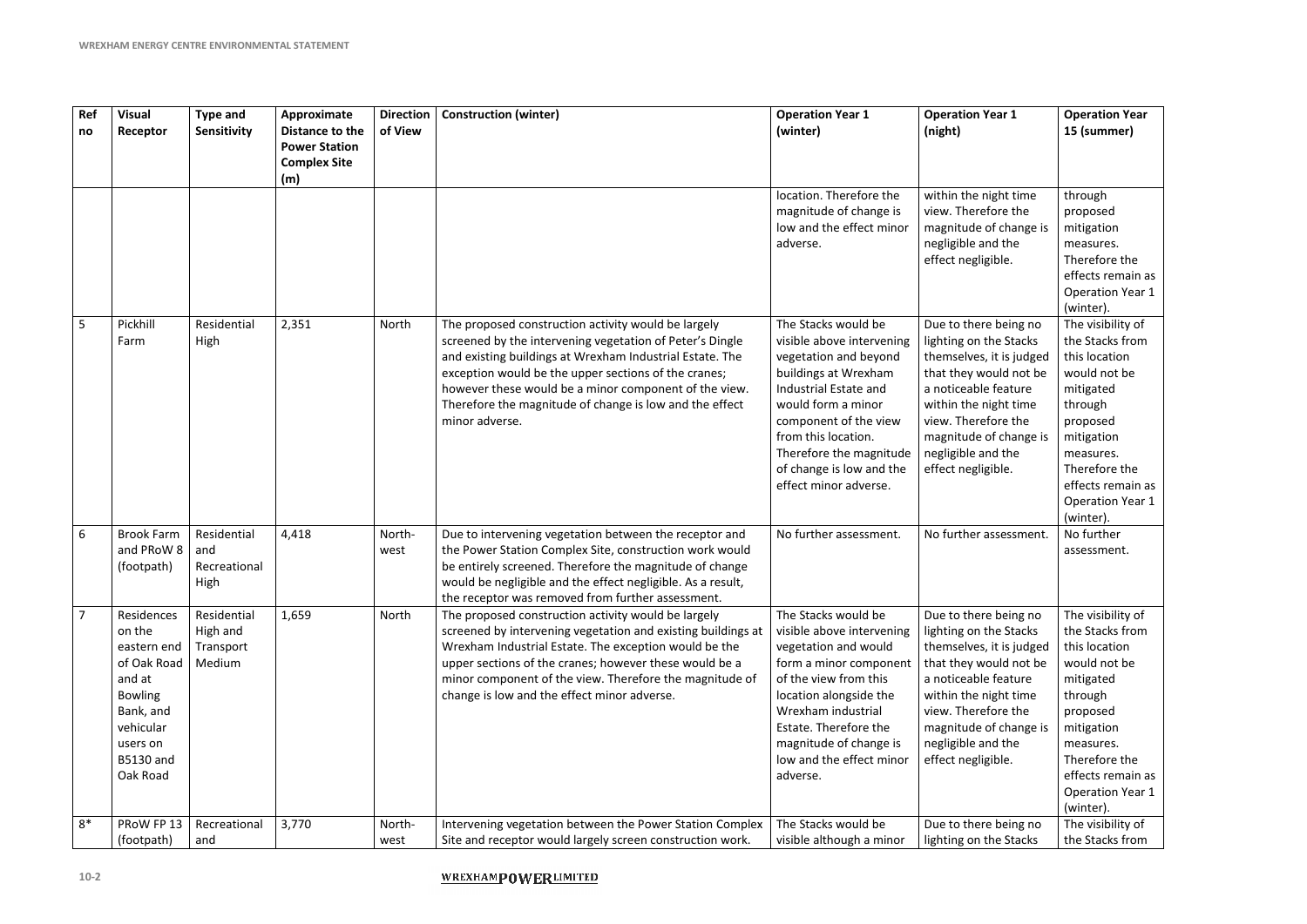| Ref no | Visual Receptor | Type and Sensitivity | Approximate Distance to the Power Station Complex Site (m) | Direction of View | Construction (winter) | Operation Year 1 (winter) | Operation Year 1 (night) | Operation Year 15 (summer) |
|---|---|---|---|---|---|---|---|---|
| | | | | | | location. Therefore the magnitude of change is low and the effect minor adverse. | within the night time view. Therefore the magnitude of change is negligible and the effect negligible. | through proposed mitigation measures. Therefore the effects remain as Operation Year 1 (winter). |
| 5 | Pickhill Farm | Residential High | 2,351 | North | The proposed construction activity would be largely screened by the intervening vegetation of Peter's Dingle and existing buildings at Wrexham Industrial Estate. The exception would be the upper sections of the cranes; however these would be a minor component of the view. Therefore the magnitude of change is low and the effect minor adverse. | The Stacks would be visible above intervening vegetation and beyond buildings at Wrexham Industrial Estate and would form a minor component of the view from this location. Therefore the magnitude of change is low and the effect minor adverse. | Due to there being no lighting on the Stacks themselves, it is judged that they would not be a noticeable feature within the night time view. Therefore the magnitude of change is negligible and the effect negligible. | The visibility of the Stacks from this location would not be mitigated through proposed mitigation measures. Therefore the effects remain as Operation Year 1 (winter). |
| 6 | Brook Farm and PRoW 8 (footpath) | Residential and Recreational High | 4,418 | North-west | Due to intervening vegetation between the receptor and the Power Station Complex Site, construction work would be entirely screened. Therefore the magnitude of change would be negligible and the effect negligible. As a result, the receptor was removed from further assessment. | No further assessment. | No further assessment. | No further assessment. |
| 7 | Residences on the eastern end of Oak Road and at Bowling Bank, and vehicular users on B5130 and Oak Road | Residential High and Transport Medium | 1,659 | North | The proposed construction activity would be largely screened by intervening vegetation and existing buildings at Wrexham Industrial Estate. The exception would be the upper sections of the cranes; however these would be a minor component of the view. Therefore the magnitude of change is low and the effect minor adverse. | The Stacks would be visible above intervening vegetation and would form a minor component of the view from this location alongside the Wrexham industrial Estate. Therefore the magnitude of change is low and the effect minor adverse. | Due to there being no lighting on the Stacks themselves, it is judged that they would not be a noticeable feature within the night time view. Therefore the magnitude of change is negligible and the effect negligible. | The visibility of the Stacks from this location would not be mitigated through proposed mitigation measures. Therefore the effects remain as Operation Year 1 (winter). |
| 8* | PRoW FP 13 (footpath) | Recreational and | 3,770 | North-west | Intervening vegetation between the Power Station Complex Site and receptor would largely screen construction work. | The Stacks would be visible although a minor | Due to there being no lighting on the Stacks | The visibility of the Stacks from |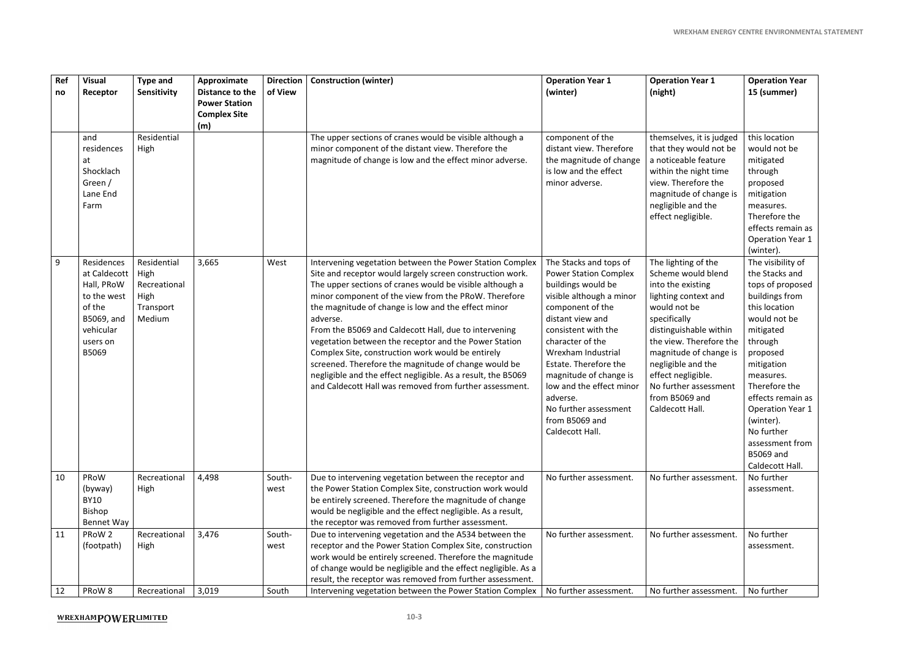| Ref no | Visual Receptor | Type and Sensitivity | Approximate Distance to the Power Station Complex Site (m) | Direction of View | Construction (winter) | Operation Year 1 (winter) | Operation Year 1 (night) | Operation Year 15 (summer) |
|---|---|---|---|---|---|---|---|---|
| | and residences at Shocklach Green / Lane End Farm | Residential High | | | The upper sections of cranes would be visible although a minor component of the distant view. Therefore the magnitude of change is low and the effect minor adverse. | component of the distant view. Therefore the magnitude of change is low and the effect minor adverse. | themselves, it is judged that they would not be a noticeable feature within the night time view. Therefore the magnitude of change is negligible and the effect negligible. | this location would not be mitigated through proposed mitigation measures. Therefore the effects remain as Operation Year 1 (winter). |
| 9 | Residences at Caldecott Hall, PRoW to the west of the B5069, and vehicular users on B5069 | Residential High Recreational High Transport Medium | 3,665 | West | Intervening vegetation between the Power Station Complex Site and receptor would largely screen construction work. The upper sections of cranes would be visible although a minor component of the view from the PRoW. Therefore the magnitude of change is low and the effect minor adverse.<br>From the B5069 and Caldecott Hall, due to intervening vegetation between the receptor and the Power Station Complex Site, construction work would be entirely screened. Therefore the magnitude of change would be negligible and the effect negligible. As a result, the B5069 and Caldecott Hall was removed from further assessment. | The Stacks and tops of Power Station Complex buildings would be visible although a minor component of the distant view and consistent with the character of the Wrexham Industrial Estate. Therefore the magnitude of change is low and the effect minor adverse.<br>No further assessment from B5069 and Caldecott Hall. | The lighting of the Scheme would blend into the existing lighting context and would not be specifically distinguishable within the view. Therefore the magnitude of change is negligible and the effect negligible.<br>No further assessment from B5069 and Caldecott Hall. | The visibility of the Stacks and tops of proposed buildings from this location would not be mitigated through proposed mitigation measures. Therefore the effects remain as Operation Year 1 (winter).<br>No further assessment from B5069 and Caldecott Hall. |
| 10 | PRoW (byway) BY10 Bishop Bennet Way | Recreational High | 4,498 | South-west | Due to intervening vegetation between the receptor and the Power Station Complex Site, construction work would be entirely screened. Therefore the magnitude of change would be negligible and the effect negligible. As a result, the receptor was removed from further assessment. | No further assessment. | No further assessment. | No further assessment. |
| 11 | PRoW 2 (footpath) | Recreational High | 3,476 | South-west | Due to intervening vegetation and the A534 between the receptor and the Power Station Complex Site, construction work would be entirely screened. Therefore the magnitude of change would be negligible and the effect negligible. As a result, the receptor was removed from further assessment. | No further assessment. | No further assessment. | No further assessment. |
| 12 | PRoW 8 | Recreational | 3,019 | South | Intervening vegetation between the Power Station Complex | No further assessment. | No further assessment. | No further |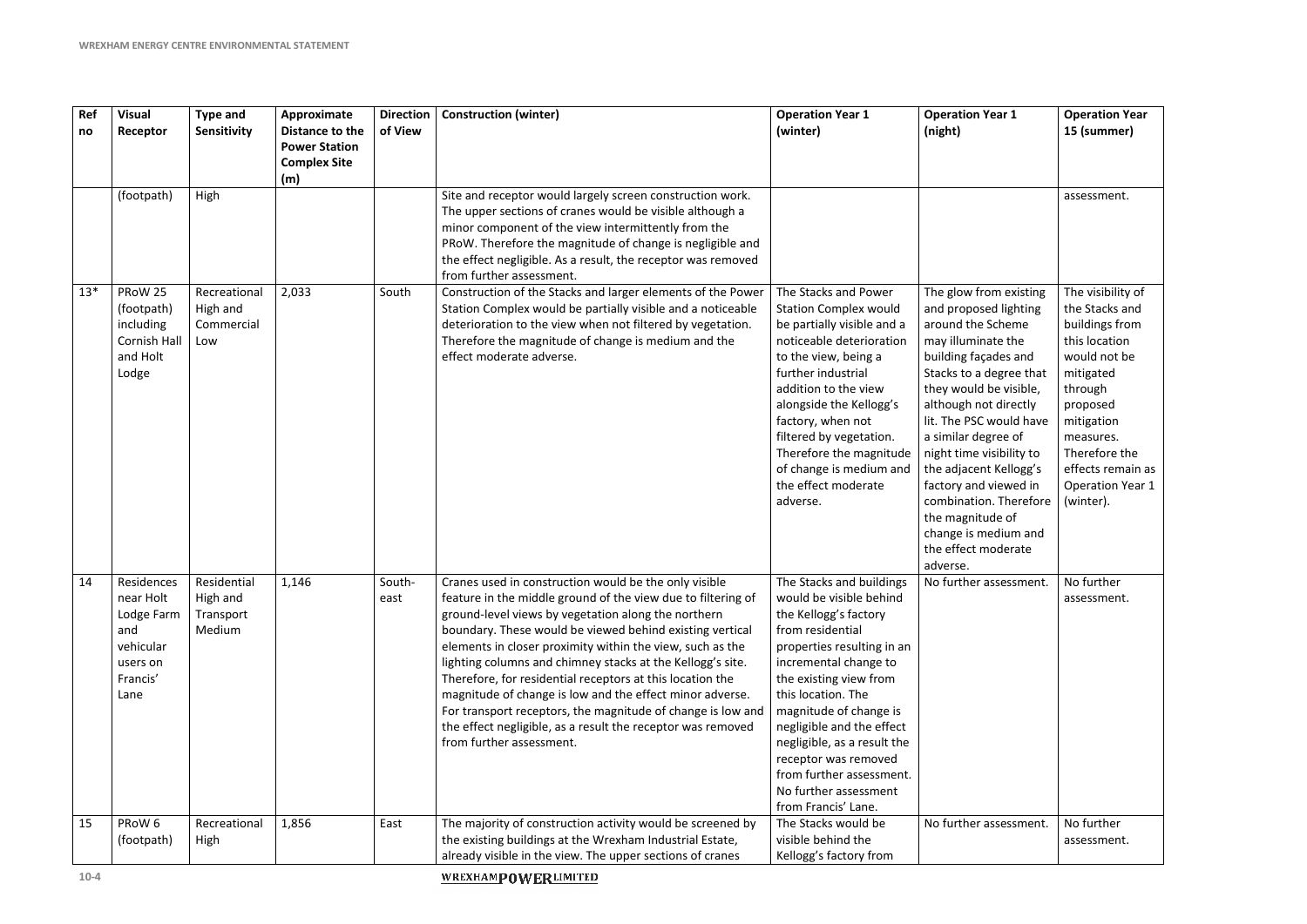| Ref no | Visual Receptor | Type and Sensitivity | Approximate Distance to the Power Station Complex Site (m) | Direction of View | Construction (winter) | Operation Year 1 (winter) | Operation Year 1 (night) | Operation Year 15 (summer) |
|---|---|---|---|---|---|---|---|---|
| | (footpath) | High | | | Site and receptor would largely screen construction work. The upper sections of cranes would be visible although a minor component of the view intermittently from the PRoW. Therefore the magnitude of change is negligible and the effect negligible. As a result, the receptor was removed from further assessment. | | | assessment. |
| 13* | PRoW 25 (footpath) including Cornish Hall and Holt Lodge | Recreational High and Commercial Low | 2,033 | South | Construction of the Stacks and larger elements of the Power Station Complex would be partially visible and a noticeable deterioration to the view when not filtered by vegetation. Therefore the magnitude of change is medium and the effect moderate adverse. | The Stacks and Power Station Complex would be partially visible and a noticeable deterioration to the view, being a further industrial addition to the view alongside the Kellogg's factory, when not filtered by vegetation. Therefore the magnitude of change is medium and the effect moderate adverse. | The glow from existing and proposed lighting around the Scheme may illuminate the building façades and Stacks to a degree that they would be visible, although not directly lit. The PSC would have a similar degree of night time visibility to the adjacent Kellogg's factory and viewed in combination. Therefore the magnitude of change is medium and the effect moderate adverse. | The visibility of the Stacks and buildings from this location would not be mitigated through proposed mitigation measures. Therefore the effects remain as Operation Year 1 (winter). |
| 14 | Residences near Holt Lodge Farm and vehicular users on Francis' Lane | Residential High and Transport Medium | 1,146 | South-east | Cranes used in construction would be the only visible feature in the middle ground of the view due to filtering of ground-level views by vegetation along the northern boundary. These would be viewed behind existing vertical elements in closer proximity within the view, such as the lighting columns and chimney stacks at the Kellogg's site. Therefore, for residential receptors at this location the magnitude of change is low and the effect minor adverse. For transport receptors, the magnitude of change is low and the effect negligible, as a result the receptor was removed from further assessment. | The Stacks and buildings would be visible behind the Kellogg's factory from residential properties resulting in an incremental change to the existing view from this location. The magnitude of change is negligible and the effect negligible, as a result the receptor was removed from further assessment. No further assessment from Francis' Lane. | No further assessment. | No further assessment. |
| 15 | PRoW 6 (footpath) | Recreational High | 1,856 | East | The majority of construction activity would be screened by the existing buildings at the Wrexham Industrial Estate, already visible in the view. The upper sections of cranes | The Stacks would be visible behind the Kellogg's factory from | No further assessment. | No further assessment. |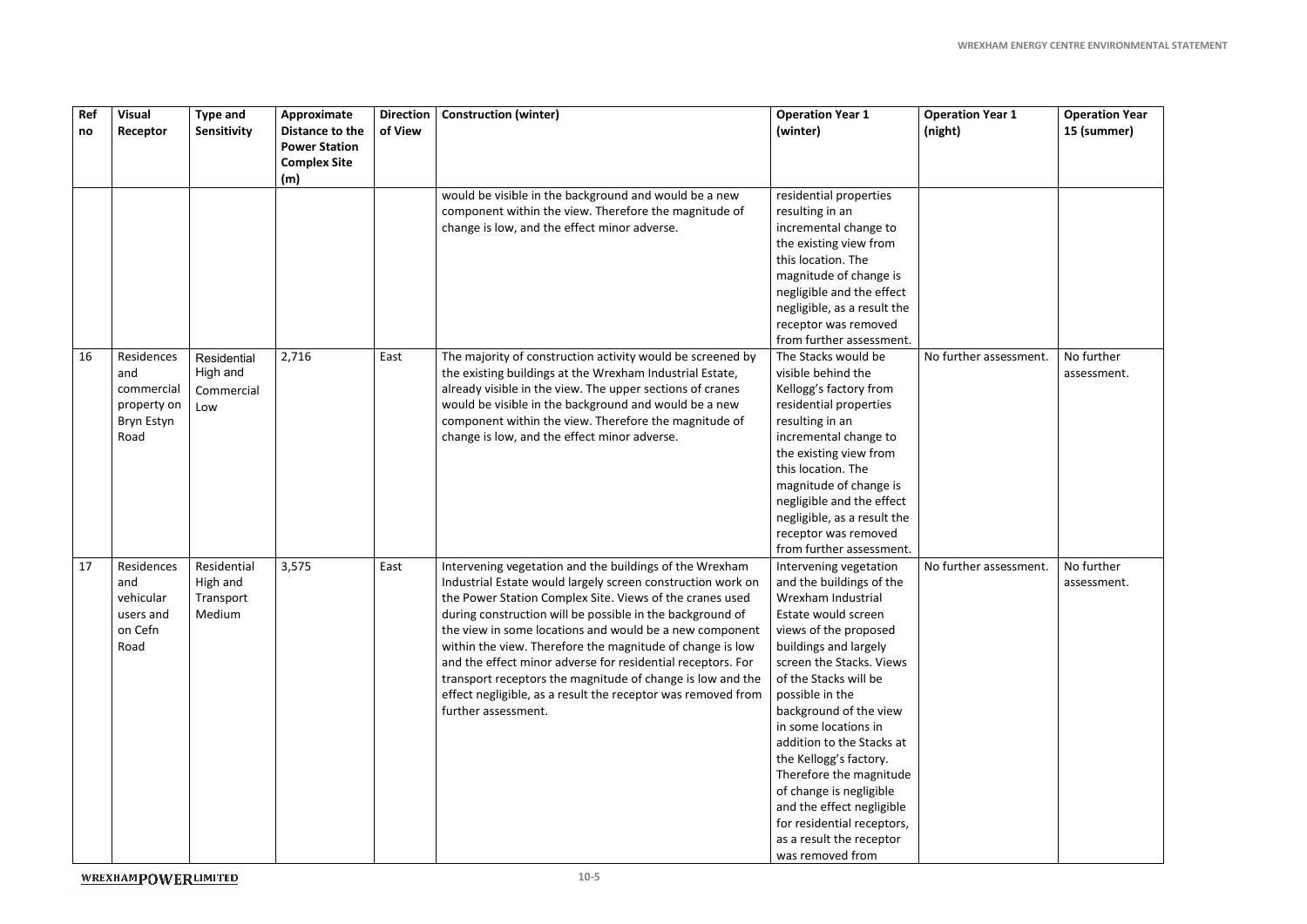| Ref no | Visual Receptor | Type and Sensitivity | Approximate Distance to the Power Station Complex Site (m) | Direction of View | Construction (winter) | Operation Year 1 (winter) | Operation Year 1 (night) | Operation Year 15 (summer) |
|---|---|---|---|---|---|---|---|---|
| | | | | | would be visible in the background and would be a new component within the view. Therefore the magnitude of change is low, and the effect minor adverse. | residential properties resulting in an incremental change to the existing view from this location. The magnitude of change is negligible and the effect negligible, as a result the receptor was removed from further assessment. | | |
| 16 | Residences and commercial property on Bryn Estyn Road | Residential High and Commercial Low | 2,716 | East | The majority of construction activity would be screened by the existing buildings at the Wrexham Industrial Estate, already visible in the view. The upper sections of cranes would be visible in the background and would be a new component within the view. Therefore the magnitude of change is low, and the effect minor adverse. | The Stacks would be visible behind the Kellogg's factory from residential properties resulting in an incremental change to the existing view from this location. The magnitude of change is negligible and the effect negligible, as a result the receptor was removed from further assessment. | No further assessment. | No further assessment. |
| 17 | Residences and vehicular users and on Cefn Road | Residential High and Transport Medium | 3,575 | East | Intervening vegetation and the buildings of the Wrexham Industrial Estate would largely screen construction work on the Power Station Complex Site. Views of the cranes used during construction will be possible in the background of the view in some locations and would be a new component within the view. Therefore the magnitude of change is low and the effect minor adverse for residential receptors. For transport receptors the magnitude of change is low and the effect negligible, as a result the receptor was removed from further assessment. | Intervening vegetation and the buildings of the Wrexham Industrial Estate would screen views of the proposed buildings and largely screen the Stacks. Views of the Stacks will be possible in the background of the view in some locations in addition to the Stacks at the Kellogg's factory. Therefore the magnitude of change is negligible and the effect negligible for residential receptors, as a result the receptor was removed from | No further assessment. | No further assessment. |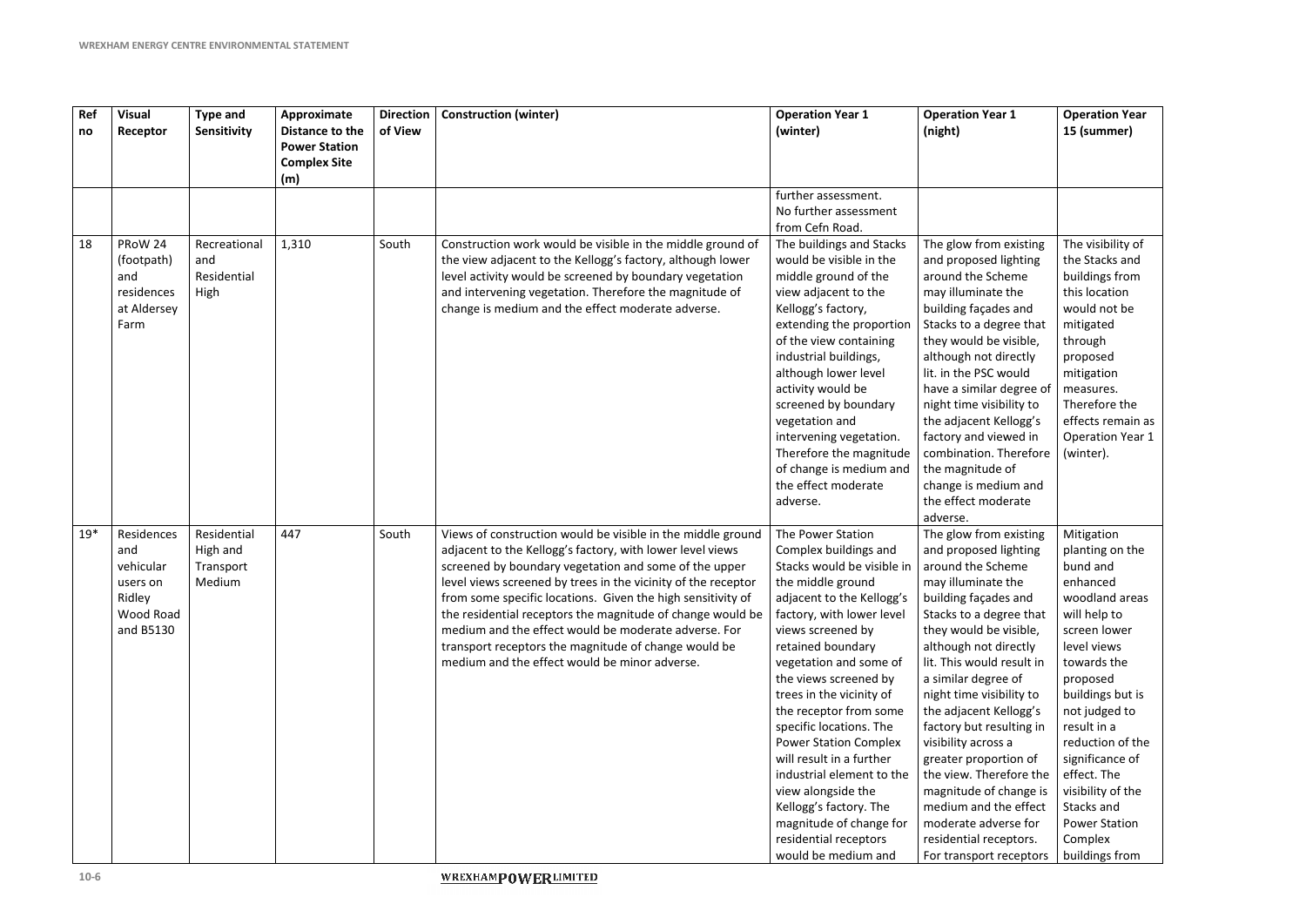| Ref no | Visual Receptor | Type and Sensitivity | Approximate Distance to the Power Station Complex Site (m) | Direction of View | Construction (winter) | Operation Year 1 (winter) | Operation Year 1 (night) | Operation Year 15 (summer) |
|---|---|---|---|---|---|---|---|---|
| | | | | | | further assessment. No further assessment from Cefn Road. | | |
| 18 | PRoW 24 (footpath) and residences at Aldersey Farm | Recreational and Residential High | 1,310 | South | Construction work would be visible in the middle ground of the view adjacent to the Kellogg's factory, although lower level activity would be screened by boundary vegetation and intervening vegetation. Therefore the magnitude of change is medium and the effect moderate adverse. | The buildings and Stacks would be visible in the middle ground of the view adjacent to the Kellogg's factory, extending the proportion of the view containing industrial buildings, although lower level activity would be screened by boundary vegetation and intervening vegetation. Therefore the magnitude of change is medium and the effect moderate adverse. | The glow from existing and proposed lighting around the Scheme may illuminate the building façades and Stacks to a degree that they would be visible, although not directly lit. in the PSC would have a similar degree of night time visibility to the adjacent Kellogg's factory and viewed in combination. Therefore the magnitude of change is medium and the effect moderate adverse. | The visibility of the Stacks and buildings from this location would not be mitigated through proposed mitigation measures. Therefore the effects remain as Operation Year 1 (winter). |
| 19* | Residences and vehicular users on Ridley Wood Road and B5130 | Residential High and Transport Medium | 447 | South | Views of construction would be visible in the middle ground adjacent to the Kellogg's factory, with lower level views screened by boundary vegetation and some of the upper level views screened by trees in the vicinity of the receptor from some specific locations. Given the high sensitivity of the residential receptors the magnitude of change would be medium and the effect would be moderate adverse. For transport receptors the magnitude of change would be medium and the effect would be minor adverse. | The Power Station Complex buildings and Stacks would be visible in the middle ground adjacent to the Kellogg's factory, with lower level views screened by retained boundary vegetation and some of the views screened by trees in the vicinity of the receptor from some specific locations. The Power Station Complex will result in a further industrial element to the view alongside the Kellogg's factory. The magnitude of change for residential receptors would be medium and | The glow from existing and proposed lighting around the Scheme may illuminate the building façades and Stacks to a degree that they would be visible, although not directly lit. This would result in a similar degree of night time visibility to the adjacent Kellogg's factory but resulting in visibility across a greater proportion of the view. Therefore the magnitude of change is medium and the effect moderate adverse for residential receptors. For transport receptors | Mitigation planting on the bund and enhanced woodland areas will help to screen lower level views towards the proposed buildings but is not judged to result in a reduction of the significance of effect. The visibility of the Stacks and Power Station Complex buildings from |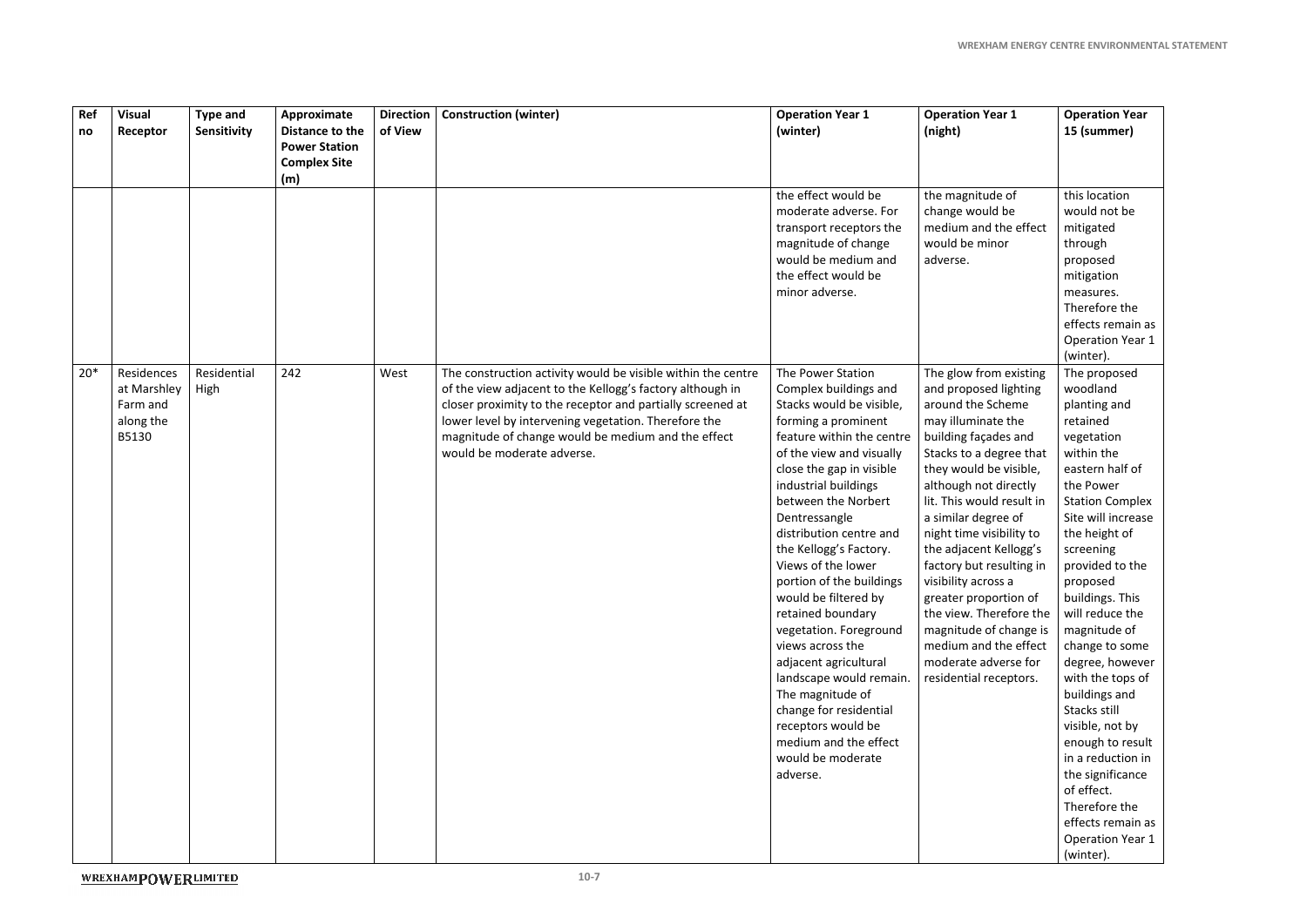| Ref no | Visual Receptor | Type and Sensitivity | Approximate Distance to the Power Station Complex Site (m) | Direction of View | Construction (winter) | Operation Year 1 (winter) | Operation Year 1 (night) | Operation Year 15 (summer) |
|---|---|---|---|---|---|---|---|---|
| | | | | | | the effect would be moderate adverse. For transport receptors the magnitude of change would be medium and the effect would be minor adverse. | the magnitude of change would be medium and the effect would be minor adverse. | this location would not be mitigated through proposed mitigation measures. Therefore the effects remain as Operation Year 1 (winter). |
| 20* | Residences at Marshley Farm and along the B5130 | Residential High | 242 | West | The construction activity would be visible within the centre of the view adjacent to the Kellogg's factory although in closer proximity to the receptor and partially screened at lower level by intervening vegetation. Therefore the magnitude of change would be medium and the effect would be moderate adverse. | The Power Station Complex buildings and Stacks would be visible, forming a prominent feature within the centre of the view and visually close the gap in visible industrial buildings between the Norbert Dentressangle distribution centre and the Kellogg's Factory. Views of the lower portion of the buildings would be filtered by retained boundary vegetation. Foreground views across the adjacent agricultural landscape would remain. The magnitude of change for residential receptors would be medium and the effect would be moderate adverse. | The glow from existing and proposed lighting around the Scheme may illuminate the building façades and Stacks to a degree that they would be visible, although not directly lit. This would result in a similar degree of night time visibility to the adjacent Kellogg's factory but resulting in visibility across a greater proportion of the view. Therefore the magnitude of change is medium and the effect moderate adverse for residential receptors. | The proposed woodland planting and retained vegetation within the eastern half of the Power Station Complex Site will increase the height of screening provided to the proposed buildings. This will reduce the magnitude of change to some degree, however with the tops of buildings and Stacks still visible, not by enough to result in a reduction in the significance of effect. Therefore the effects remain as Operation Year 1 (winter). |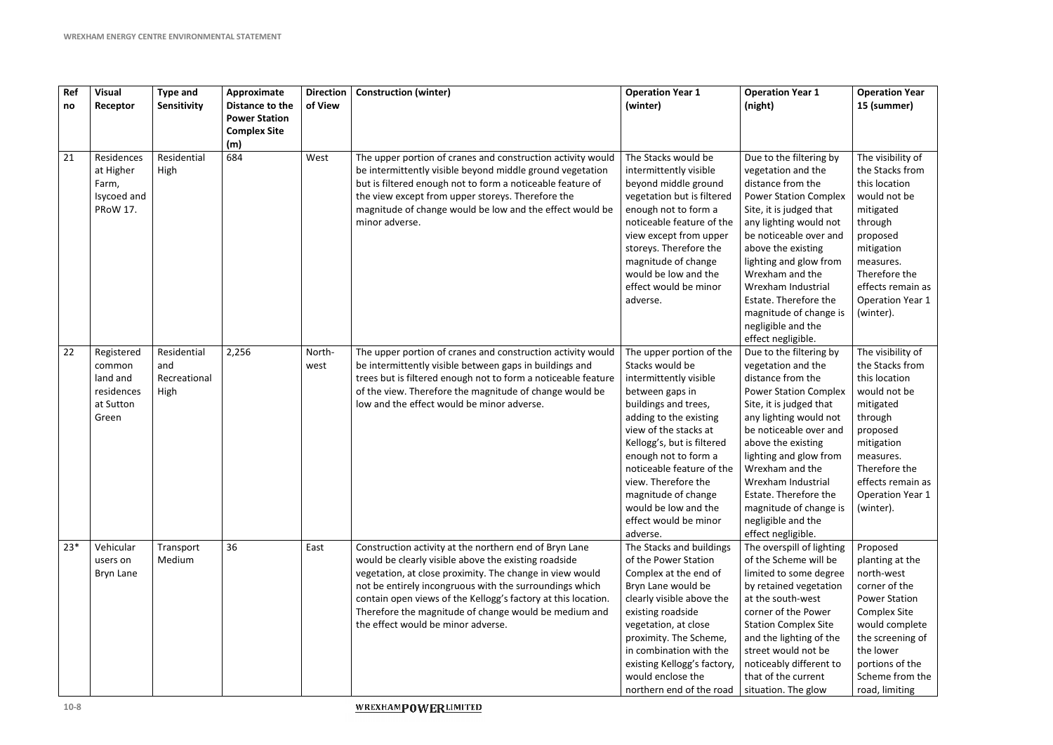| Ref no | Visual Receptor | Type and Sensitivity | Approximate Distance to the Power Station Complex Site (m) | Direction of View | Construction (winter) | Operation Year 1 (winter) | Operation Year 1 (night) | Operation Year 15 (summer) |
|---|---|---|---|---|---|---|---|---|
| 21 | Residences at Higher Farm, Isycoed and PRoW 17. | Residential High | 684 | West | The upper portion of cranes and construction activity would be intermittently visible beyond middle ground vegetation but is filtered enough not to form a noticeable feature of the view except from upper storeys. Therefore the magnitude of change would be low and the effect would be minor adverse. | The Stacks would be intermittently visible beyond middle ground vegetation but is filtered enough not to form a noticeable feature of the view except from upper storeys. Therefore the magnitude of change would be low and the effect would be minor adverse. | Due to the filtering by vegetation and the distance from the Power Station Complex Site, it is judged that any lighting would not be noticeable over and above the existing lighting and glow from Wrexham and the Wrexham Industrial Estate. Therefore the magnitude of change is negligible and the effect negligible. | The visibility of the Stacks from this location would not be mitigated through proposed mitigation measures. Therefore the effects remain as Operation Year 1 (winter). |
| 22 | Registered common land and residences at Sutton Green | Residential and Recreational High | 2,256 | North-west | The upper portion of cranes and construction activity would be intermittently visible between gaps in buildings and trees but is filtered enough not to form a noticeable feature of the view. Therefore the magnitude of change would be low and the effect would be minor adverse. | The upper portion of the Stacks would be intermittently visible between gaps in buildings and trees, adding to the existing view of the stacks at Kellogg's, but is filtered enough not to form a noticeable feature of the view. Therefore the magnitude of change would be low and the effect would be minor adverse. | Due to the filtering by vegetation and the distance from the Power Station Complex Site, it is judged that any lighting would not be noticeable over and above the existing lighting and glow from Wrexham and the Wrexham Industrial Estate. Therefore the magnitude of change is negligible and the effect negligible. | The visibility of the Stacks from this location would not be mitigated through proposed mitigation measures. Therefore the effects remain as Operation Year 1 (winter). |
| 23* | Vehicular users on Bryn Lane | Transport Medium | 36 | East | Construction activity at the northern end of Bryn Lane would be clearly visible above the existing roadside vegetation, at close proximity. The change in view would not be entirely incongruous with the surroundings which contain open views of the Kellogg's factory at this location. Therefore the magnitude of change would be medium and the effect would be minor adverse. | The Stacks and buildings of the Power Station Complex at the end of Bryn Lane would be clearly visible above the existing roadside vegetation, at close proximity. The Scheme, in combination with the existing Kellogg's factory, would enclose the northern end of the road | The overspill of lighting of the Scheme will be limited to some degree by retained vegetation at the south-west corner of the Power Station Complex Site and the lighting of the street would not be noticeably different to that of the current situation. The glow | Proposed planting at the north-west corner of the Power Station Complex Site would complete the screening of the lower portions of the Scheme from the road, limiting |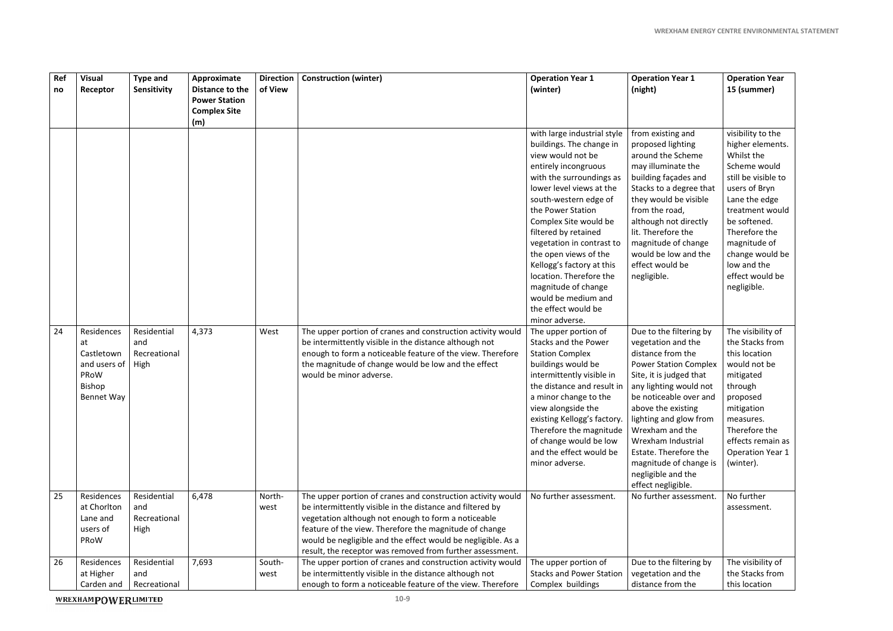| Ref no | Visual Receptor | Type and Sensitivity | Approximate Distance to the Power Station Complex Site (m) | Direction of View | Construction (winter) | Operation Year 1 (winter) | Operation Year 1 (night) | Operation Year 15 (summer) |
|---|---|---|---|---|---|---|---|---|
| | | | | | | with large industrial style buildings. The change in view would not be entirely incongruous with the surroundings as lower level views at the south-western edge of the Power Station Complex Site would be filtered by retained vegetation in contrast to the open views of the Kellogg's factory at this location. Therefore the magnitude of change would be medium and the effect would be minor adverse. | from existing and proposed lighting around the Scheme may illuminate the building façades and Stacks to a degree that they would be visible from the road, although not directly lit. Therefore the magnitude of change would be low and the effect would be negligible. | visibility to the higher elements. Whilst the Scheme would still be visible to users of Bryn Lane the edge treatment would be softened. Therefore the magnitude of change would be low and the effect would be negligible. |
| 24 | Residences at Castletown and users of PRoW Bishop Bennet Way | Residential and Recreational High | 4,373 | West | The upper portion of cranes and construction activity would be intermittently visible in the distance although not enough to form a noticeable feature of the view. Therefore the magnitude of change would be low and the effect would be minor adverse. | The upper portion of Stacks and the Power Station Complex buildings would be intermittently visible in the distance and result in a minor change to the view alongside the existing Kellogg's factory. Therefore the magnitude of change would be low and the effect would be minor adverse. | Due to the filtering by vegetation and the distance from the Power Station Complex Site, it is judged that any lighting would not be noticeable over and above the existing lighting and glow from Wrexham and the Wrexham Industrial Estate. Therefore the magnitude of change is negligible and the effect negligible. | The visibility of the Stacks from this location would not be mitigated through proposed mitigation measures. Therefore the effects remain as Operation Year 1 (winter). |
| 25 | Residences at Chorlton Lane and users of PRoW | Residential and Recreational High | 6,478 | North-west | The upper portion of cranes and construction activity would be intermittently visible in the distance and filtered by vegetation although not enough to form a noticeable feature of the view. Therefore the magnitude of change would be negligible and the effect would be negligible. As a result, the receptor was removed from further assessment. | No further assessment. | No further assessment. | No further assessment. |
| 26 | Residences at Higher Carden and | Residential and Recreational | 7,693 | South-west | The upper portion of cranes and construction activity would be intermittently visible in the distance although not enough to form a noticeable feature of the view. Therefore | The upper portion of Stacks and Power Station Complex buildings | Due to the filtering by vegetation and the distance from the | The visibility of the Stacks from this location |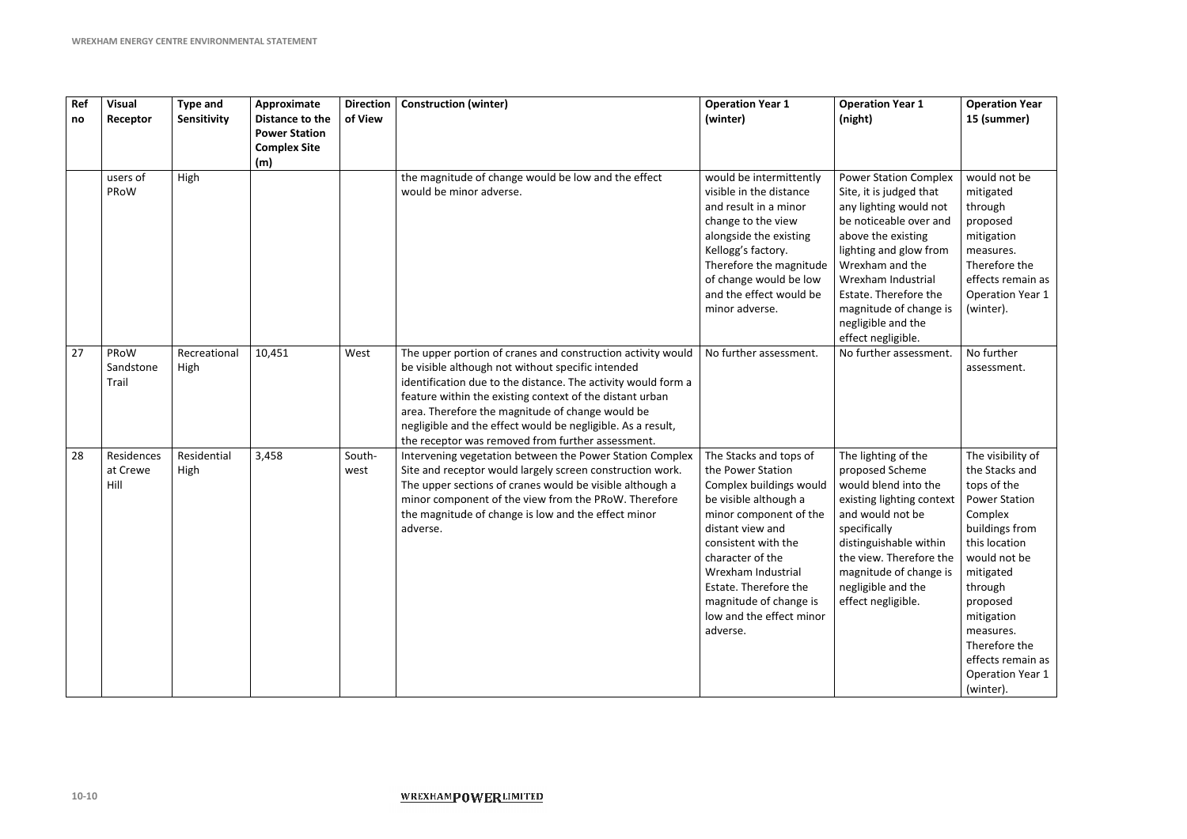| Ref no | Visual Receptor | Type and Sensitivity | Approximate Distance to the Power Station Complex Site (m) | Direction of View | Construction (winter) | Operation Year 1 (winter) | Operation Year 1 (night) | Operation Year 15 (summer) |
|---|---|---|---|---|---|---|---|---|
| | users of PRoW | High | | | the magnitude of change would be low and the effect would be minor adverse. | would be intermittently visible in the distance and result in a minor change to the view alongside the existing Kellogg's factory. Therefore the magnitude of change would be low and the effect would be minor adverse. | Power Station Complex Site, it is judged that any lighting would not be noticeable over and above the existing lighting and glow from Wrexham and the Wrexham Industrial Estate. Therefore the magnitude of change is negligible and the effect negligible. | would not be mitigated through proposed mitigation measures. Therefore the effects remain as Operation Year 1 (winter). |
| 27 | PRoW Sandstone Trail | Recreational High | 10,451 | West | The upper portion of cranes and construction activity would be visible although not without specific intended identification due to the distance. The activity would form a feature within the existing context of the distant urban area. Therefore the magnitude of change would be negligible and the effect would be negligible. As a result, the receptor was removed from further assessment. | No further assessment. | No further assessment. | No further assessment. |
| 28 | Residences at Crewe Hill | Residential High | 3,458 | South-west | Intervening vegetation between the Power Station Complex Site and receptor would largely screen construction work. The upper sections of cranes would be visible although a minor component of the view from the PRoW. Therefore the magnitude of change is low and the effect minor adverse. | The Stacks and tops of the Power Station Complex buildings would be visible although a minor component of the distant view and consistent with the character of the Wrexham Industrial Estate. Therefore the magnitude of change is low and the effect minor adverse. | The lighting of the proposed Scheme would blend into the existing lighting context and would not be specifically distinguishable within the view. Therefore the magnitude of change is negligible and the effect negligible. | The visibility of the Stacks and tops of the Power Station Complex buildings from this location would not be mitigated through proposed mitigation measures. Therefore the effects remain as Operation Year 1 (winter). |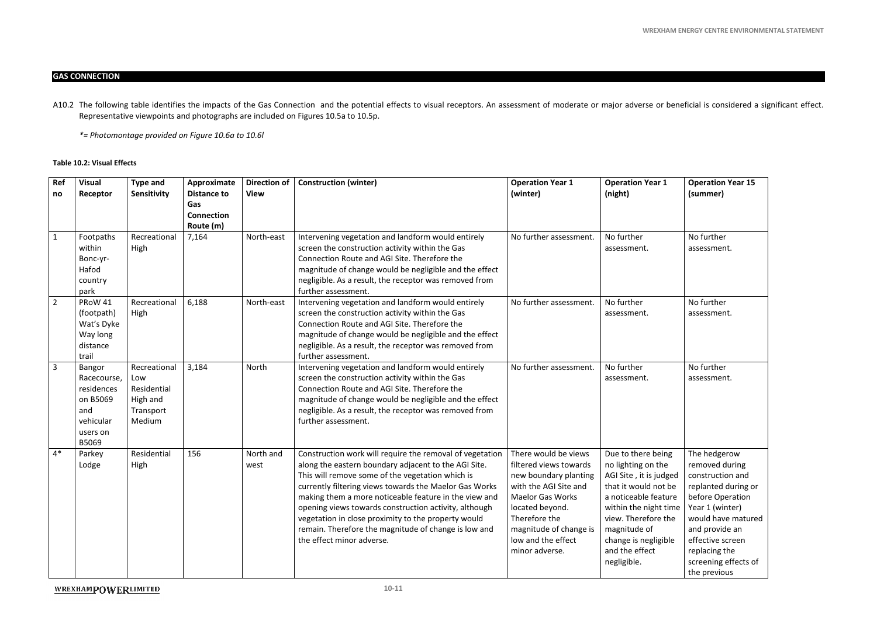## GAS CONNECTION

A10.2 The following table identifies the impacts of the Gas Connection and the potential effects to visual receptors. An assessment of moderate or major adverse or beneficial is considered a significant effect. Representative viewpoints and photographs are included on Figures 10.5a to 10.5p.

*\*= Photomontage provided on Figure 10.6a to 10.6l*

**Table 10.2: Visual Effects**

| Ref no | Visual Receptor | Type and Sensitivity | Approximate Distance to Gas Connection Route (m) | Direction of View | Construction (winter) | Operation Year 1 (winter) | Operation Year 1 (night) | Operation Year 15 (summer) |
|---|---|---|---|---|---|---|---|---|
| 1 | Footpaths within Bonc-yr-Hafod country park | Recreational High | 7,164 | North-east | Intervening vegetation and landform would entirely screen the construction activity within the Gas Connection Route and AGI Site. Therefore the magnitude of change would be negligible and the effect negligible. As a result, the receptor was removed from further assessment. | No further assessment. | No further assessment. | No further assessment. |
| 2 | PRoW 41 (footpath) Wat's Dyke Way long distance trail | Recreational High | 6,188 | North-east | Intervening vegetation and landform would entirely screen the construction activity within the Gas Connection Route and AGI Site. Therefore the magnitude of change would be negligible and the effect negligible. As a result, the receptor was removed from further assessment. | No further assessment. | No further assessment. | No further assessment. |
| 3 | Bangor Racecourse, residences on B5069 and vehicular users on B5069 | Recreational Low Residential High and Transport Medium | 3,184 | North | Intervening vegetation and landform would entirely screen the construction activity within the Gas Connection Route and AGI Site. Therefore the magnitude of change would be negligible and the effect negligible. As a result, the receptor was removed from further assessment. | No further assessment. | No further assessment. | No further assessment. |
| 4* | Parkey Lodge | Residential High | 156 | North and west | Construction work will require the removal of vegetation along the eastern boundary adjacent to the AGI Site. This will remove some of the vegetation which is currently filtering views towards the Maelor Gas Works making them a more noticeable feature in the view and opening views towards construction activity, although vegetation in close proximity to the property would remain. Therefore the magnitude of change is low and the effect minor adverse. | There would be views filtered views towards new boundary planting with the AGI Site and Maelor Gas Works located beyond. Therefore the magnitude of change is low and the effect minor adverse. | Due to there being no lighting on the AGI Site , it is judged that it would not be a noticeable feature within the night time view. Therefore the magnitude of change is negligible and the effect negligible. | The hedgerow removed during construction and replanted during or before Operation Year 1 (winter) would have matured and provide an effective screen replacing the screening effects of the previous |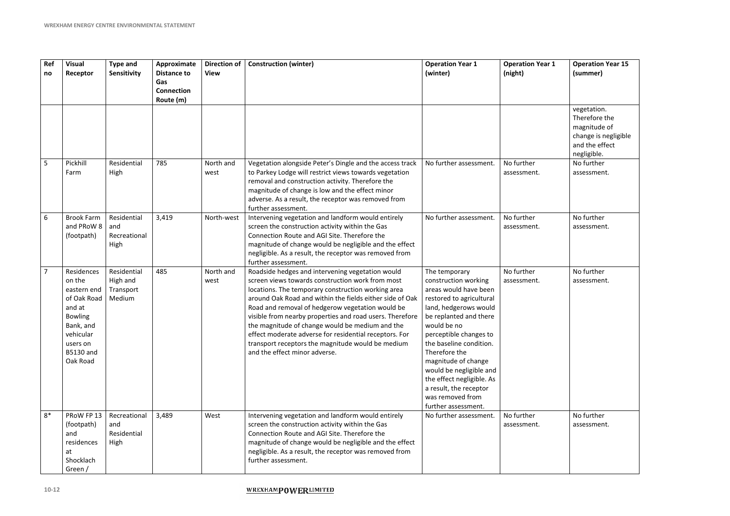| Ref no | Visual Receptor | Type and Sensitivity | Approximate Distance to Gas Connection Route (m) | Direction of View | Construction (winter) | Operation Year 1 (winter) | Operation Year 1 (night) | Operation Year 15 (summer) |
|---|---|---|---|---|---|---|---|---|
| | | | | | | | | vegetation. Therefore the magnitude of change is negligible and the effect negligible. |
| 5 | Pickhill Farm | Residential High | 785 | North and west | Vegetation alongside Peter's Dingle and the access track to Parkey Lodge will restrict views towards vegetation removal and construction activity. Therefore the magnitude of change is low and the effect minor adverse. As a result, the receptor was removed from further assessment. | No further assessment. | No further assessment. | No further assessment. |
| 6 | Brook Farm and PRoW 8 (footpath) | Residential and Recreational High | 3,419 | North-west | Intervening vegetation and landform would entirely screen the construction activity within the Gas Connection Route and AGI Site. Therefore the magnitude of change would be negligible and the effect negligible. As a result, the receptor was removed from further assessment. | No further assessment. | No further assessment. | No further assessment. |
| 7 | Residences on the eastern end of Oak Road and at Bowling Bank, and vehicular users on B5130 and Oak Road | Residential High and Transport Medium | 485 | North and west | Roadside hedges and intervening vegetation would screen views towards construction work from most locations. The temporary construction working area around Oak Road and within the fields either side of Oak Road and removal of hedgerow vegetation would be visible from nearby properties and road users. Therefore the magnitude of change would be medium and the effect moderate adverse for residential receptors. For transport receptors the magnitude would be medium and the effect minor adverse. | The temporary construction working areas would have been restored to agricultural land, hedgerows would be replanted and there would be no perceptible changes to the baseline condition. Therefore the magnitude of change would be negligible and the effect negligible. As a result, the receptor was removed from further assessment. | No further assessment. | No further assessment. |
| 8* | PRoW FP 13 (footpath) and residences at Shocklach Green / | Recreational and Residential High | 3,489 | West | Intervening vegetation and landform would entirely screen the construction activity within the Gas Connection Route and AGI Site. Therefore the magnitude of change would be negligible and the effect negligible. As a result, the receptor was removed from further assessment. | No further assessment. | No further assessment. | No further assessment. |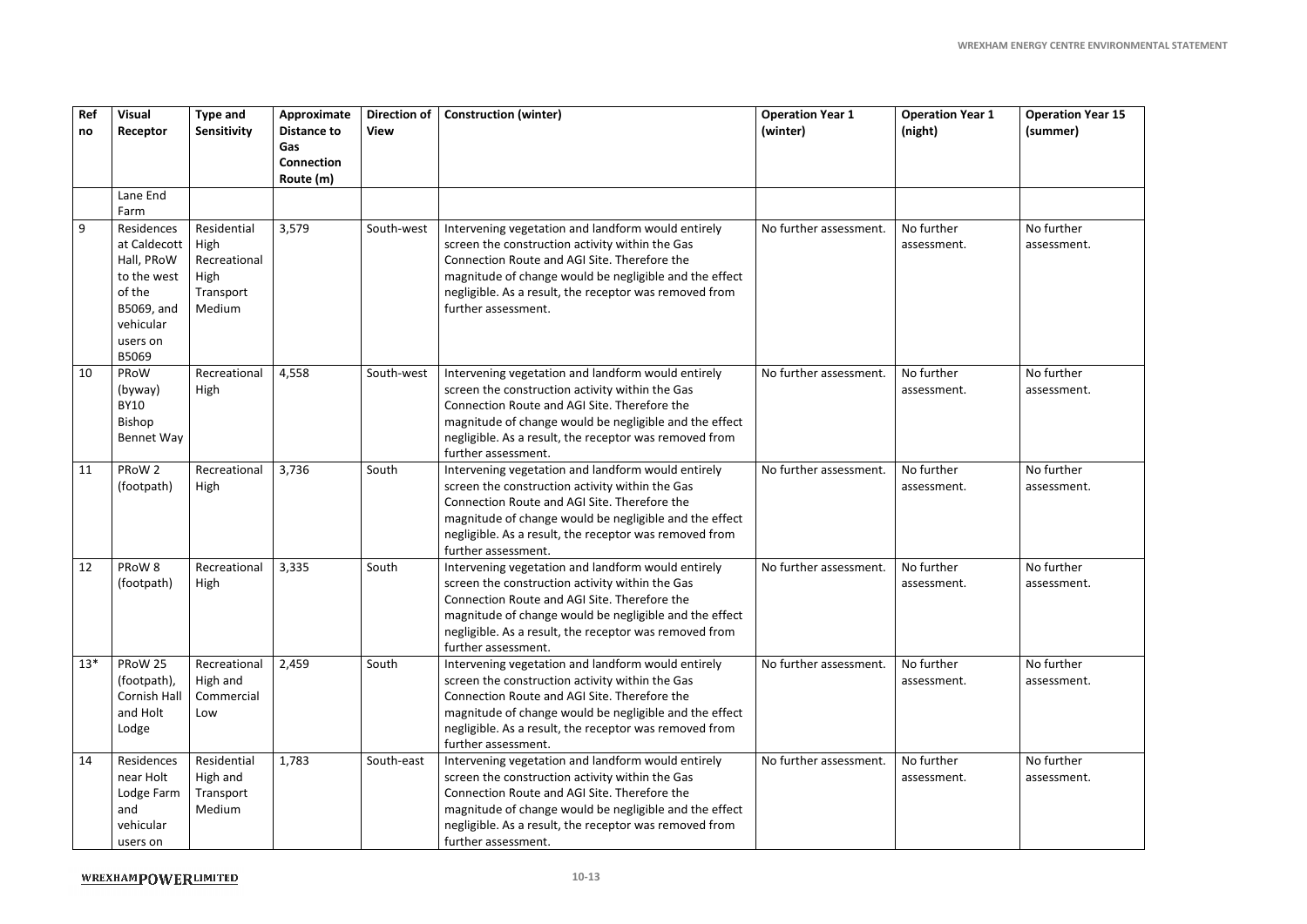| Ref no | Visual Receptor | Type and Sensitivity | Approximate Distance to Gas Connection Route (m) | Direction of View | Construction (winter) | Operation Year 1 (winter) | Operation Year 1 (night) | Operation Year 15 (summer) |
|---|---|---|---|---|---|---|---|---|
| | Lane End Farm | | | | | | | |
| 9 | Residences at Caldecott Hall, PRoW to the west of the B5069, and vehicular users on B5069 | Residential High Recreational High Transport Medium | 3,579 | South-west | Intervening vegetation and landform would entirely screen the construction activity within the Gas Connection Route and AGI Site. Therefore the magnitude of change would be negligible and the effect negligible. As a result, the receptor was removed from further assessment. | No further assessment. | No further assessment. | No further assessment. |
| 10 | PRoW (byway) BY10 Bishop Bennet Way | Recreational High | 4,558 | South-west | Intervening vegetation and landform would entirely screen the construction activity within the Gas Connection Route and AGI Site. Therefore the magnitude of change would be negligible and the effect negligible. As a result, the receptor was removed from further assessment. | No further assessment. | No further assessment. | No further assessment. |
| 11 | PRoW 2 (footpath) | Recreational High | 3,736 | South | Intervening vegetation and landform would entirely screen the construction activity within the Gas Connection Route and AGI Site. Therefore the magnitude of change would be negligible and the effect negligible. As a result, the receptor was removed from further assessment. | No further assessment. | No further assessment. | No further assessment. |
| 12 | PRoW 8 (footpath) | Recreational High | 3,335 | South | Intervening vegetation and landform would entirely screen the construction activity within the Gas Connection Route and AGI Site. Therefore the magnitude of change would be negligible and the effect negligible. As a result, the receptor was removed from further assessment. | No further assessment. | No further assessment. | No further assessment. |
| 13* | PRoW 25 (footpath), Cornish Hall and Holt Lodge | Recreational High and Commercial Low | 2,459 | South | Intervening vegetation and landform would entirely screen the construction activity within the Gas Connection Route and AGI Site. Therefore the magnitude of change would be negligible and the effect negligible. As a result, the receptor was removed from further assessment. | No further assessment. | No further assessment. | No further assessment. |
| 14 | Residences near Holt Lodge Farm and vehicular users on | Residential High and Transport Medium | 1,783 | South-east | Intervening vegetation and landform would entirely screen the construction activity within the Gas Connection Route and AGI Site. Therefore the magnitude of change would be negligible and the effect negligible. As a result, the receptor was removed from further assessment. | No further assessment. | No further assessment. | No further assessment. |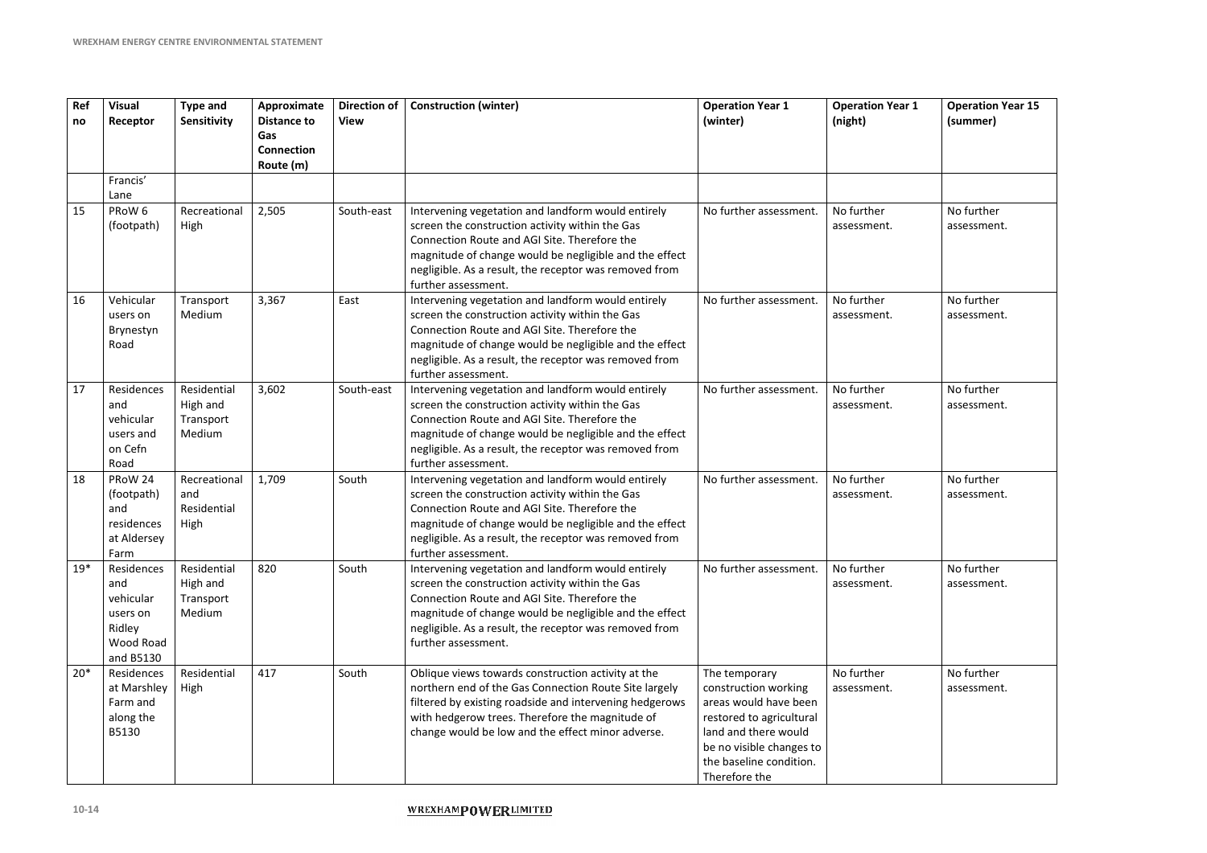| Ref no | Visual Receptor | Type and Sensitivity | Approximate Distance to Gas Connection Route (m) | Direction of View | Construction (winter) | Operation Year 1 (winter) | Operation Year 1 (night) | Operation Year 15 (summer) |
|---|---|---|---|---|---|---|---|---|
| | Francis' Lane | | | | | | | |
| 15 | PRoW 6 (footpath) | Recreational High | 2,505 | South-east | Intervening vegetation and landform would entirely screen the construction activity within the Gas Connection Route and AGI Site. Therefore the magnitude of change would be negligible and the effect negligible. As a result, the receptor was removed from further assessment. | No further assessment. | No further assessment. | No further assessment. |
| 16 | Vehicular users on Brynestyn Road | Transport Medium | 3,367 | East | Intervening vegetation and landform would entirely screen the construction activity within the Gas Connection Route and AGI Site. Therefore the magnitude of change would be negligible and the effect negligible. As a result, the receptor was removed from further assessment. | No further assessment. | No further assessment. | No further assessment. |
| 17 | Residences and vehicular users and on Cefn Road | Residential High and Transport Medium | 3,602 | South-east | Intervening vegetation and landform would entirely screen the construction activity within the Gas Connection Route and AGI Site. Therefore the magnitude of change would be negligible and the effect negligible. As a result, the receptor was removed from further assessment. | No further assessment. | No further assessment. | No further assessment. |
| 18 | PRoW 24 (footpath) and residences at Aldersey Farm | Recreational and Residential High | 1,709 | South | Intervening vegetation and landform would entirely screen the construction activity within the Gas Connection Route and AGI Site. Therefore the magnitude of change would be negligible and the effect negligible. As a result, the receptor was removed from further assessment. | No further assessment. | No further assessment. | No further assessment. |
| 19* | Residences and vehicular users on Ridley Wood Road and B5130 | Residential High and Transport Medium | 820 | South | Intervening vegetation and landform would entirely screen the construction activity within the Gas Connection Route and AGI Site. Therefore the magnitude of change would be negligible and the effect negligible. As a result, the receptor was removed from further assessment. | No further assessment. | No further assessment. | No further assessment. |
| 20* | Residences at Marshley Farm and along the B5130 | Residential High | 417 | South | Oblique views towards construction activity at the northern end of the Gas Connection Route Site largely filtered by existing roadside and intervening hedgerows with hedgerow trees. Therefore the magnitude of change would be low and the effect minor adverse. | The temporary construction working areas would have been restored to agricultural land and there would be no visible changes to the baseline condition. Therefore the | No further assessment. | No further assessment. |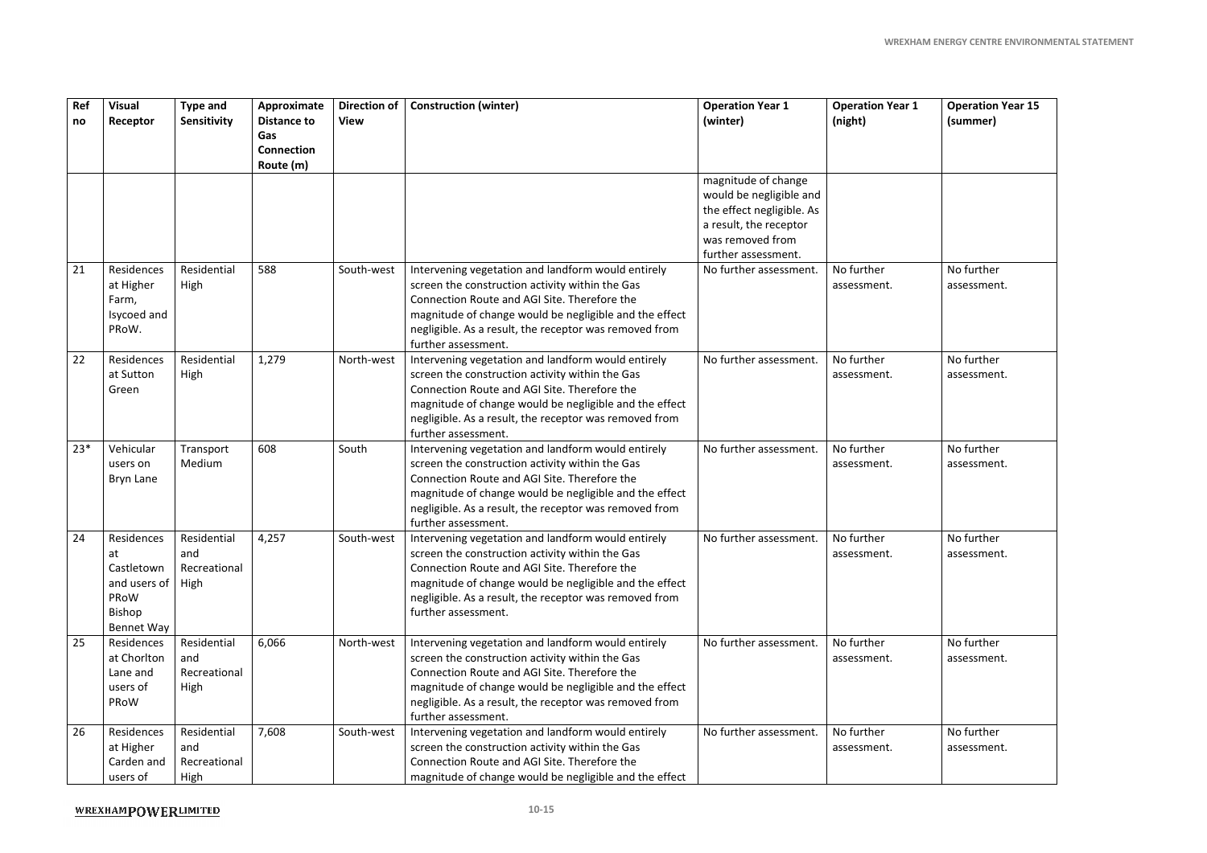| Ref no | Visual Receptor | Type and Sensitivity | Approximate Distance to Gas Connection Route (m) | Direction of View | Construction (winter) | Operation Year 1 (winter) | Operation Year 1 (night) | Operation Year 15 (summer) |
|---|---|---|---|---|---|---|---|---|
| | | | | | | magnitude of change would be negligible and the effect negligible. As a result, the receptor was removed from further assessment. | | |
| 21 | Residences at Higher Farm, Isycoed and PRoW. | Residential High | 588 | South-west | Intervening vegetation and landform would entirely screen the construction activity within the Gas Connection Route and AGI Site. Therefore the magnitude of change would be negligible and the effect negligible. As a result, the receptor was removed from further assessment. | No further assessment. | No further assessment. | No further assessment. |
| 22 | Residences at Sutton Green | Residential High | 1,279 | North-west | Intervening vegetation and landform would entirely screen the construction activity within the Gas Connection Route and AGI Site. Therefore the magnitude of change would be negligible and the effect negligible. As a result, the receptor was removed from further assessment. | No further assessment. | No further assessment. | No further assessment. |
| 23* | Vehicular users on Bryn Lane | Transport Medium | 608 | South | Intervening vegetation and landform would entirely screen the construction activity within the Gas Connection Route and AGI Site. Therefore the magnitude of change would be negligible and the effect negligible. As a result, the receptor was removed from further assessment. | No further assessment. | No further assessment. | No further assessment. |
| 24 | Residences at Castletown and users of PRoW Bishop Bennet Way | Residential and Recreational High | 4,257 | South-west | Intervening vegetation and landform would entirely screen the construction activity within the Gas Connection Route and AGI Site. Therefore the magnitude of change would be negligible and the effect negligible. As a result, the receptor was removed from further assessment. | No further assessment. | No further assessment. | No further assessment. |
| 25 | Residences at Chorlton Lane and users of PRoW | Residential and Recreational High | 6,066 | North-west | Intervening vegetation and landform would entirely screen the construction activity within the Gas Connection Route and AGI Site. Therefore the magnitude of change would be negligible and the effect negligible. As a result, the receptor was removed from further assessment. | No further assessment. | No further assessment. | No further assessment. |
| 26 | Residences at Higher Carden and users of | Residential and Recreational High | 7,608 | South-west | Intervening vegetation and landform would entirely screen the construction activity within the Gas Connection Route and AGI Site. Therefore the magnitude of change would be negligible and the effect | No further assessment. | No further assessment. | No further assessment. |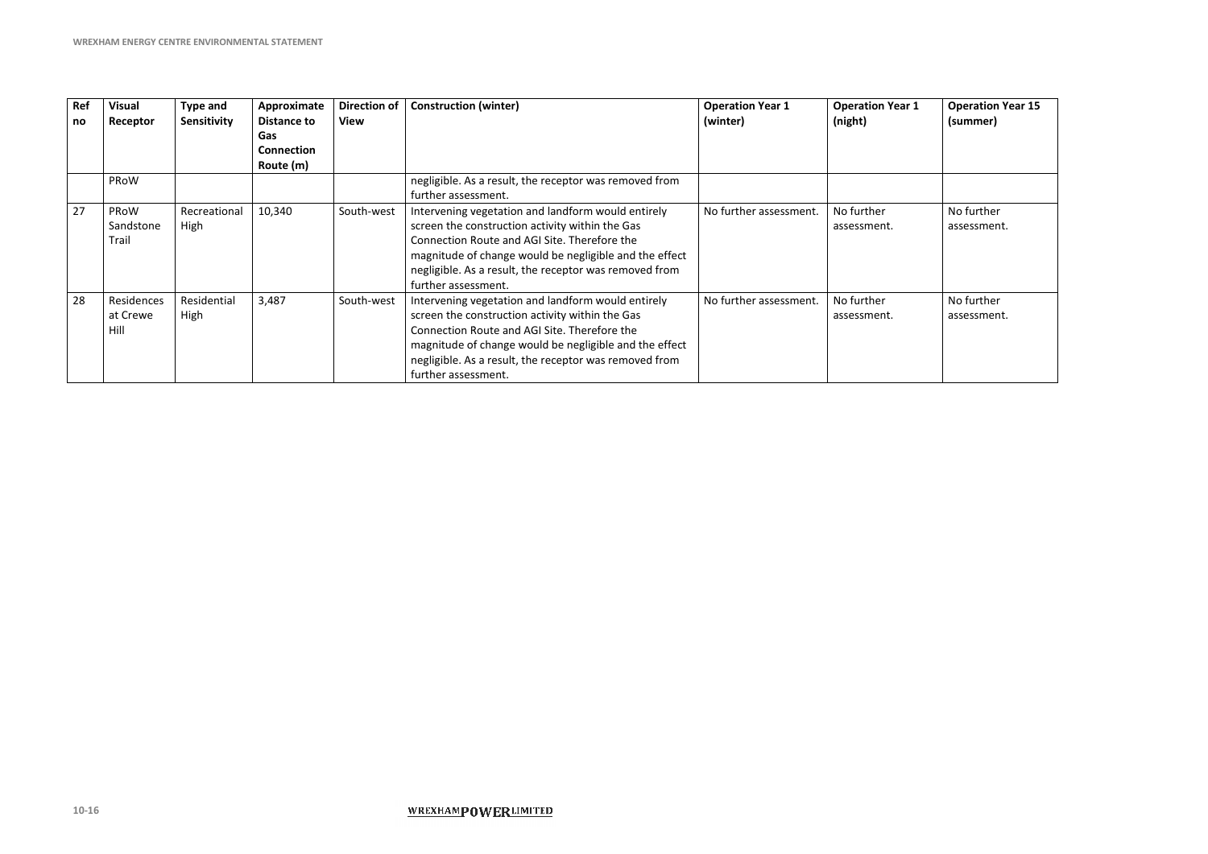| Ref no | Visual Receptor | Type and Sensitivity | Approximate Distance to Gas Connection Route (m) | Direction of View | Construction (winter) | Operation Year 1 (winter) | Operation Year 1 (night) | Operation Year 15 (summer) |
|---|---|---|---|---|---|---|---|---|
| | PRoW | | | | negligible. As a result, the receptor was removed from further assessment. | | | |
| 27 | PRoW Sandstone Trail | Recreational High | 10,340 | South-west | Intervening vegetation and landform would entirely screen the construction activity within the Gas Connection Route and AGI Site. Therefore the magnitude of change would be negligible and the effect negligible. As a result, the receptor was removed from further assessment. | No further assessment. | No further assessment. | No further assessment. |
| 28 | Residences at Crewe Hill | Residential High | 3,487 | South-west | Intervening vegetation and landform would entirely screen the construction activity within the Gas Connection Route and AGI Site. Therefore the magnitude of change would be negligible and the effect negligible. As a result, the receptor was removed from further assessment. | No further assessment. | No further assessment. | No further assessment. |